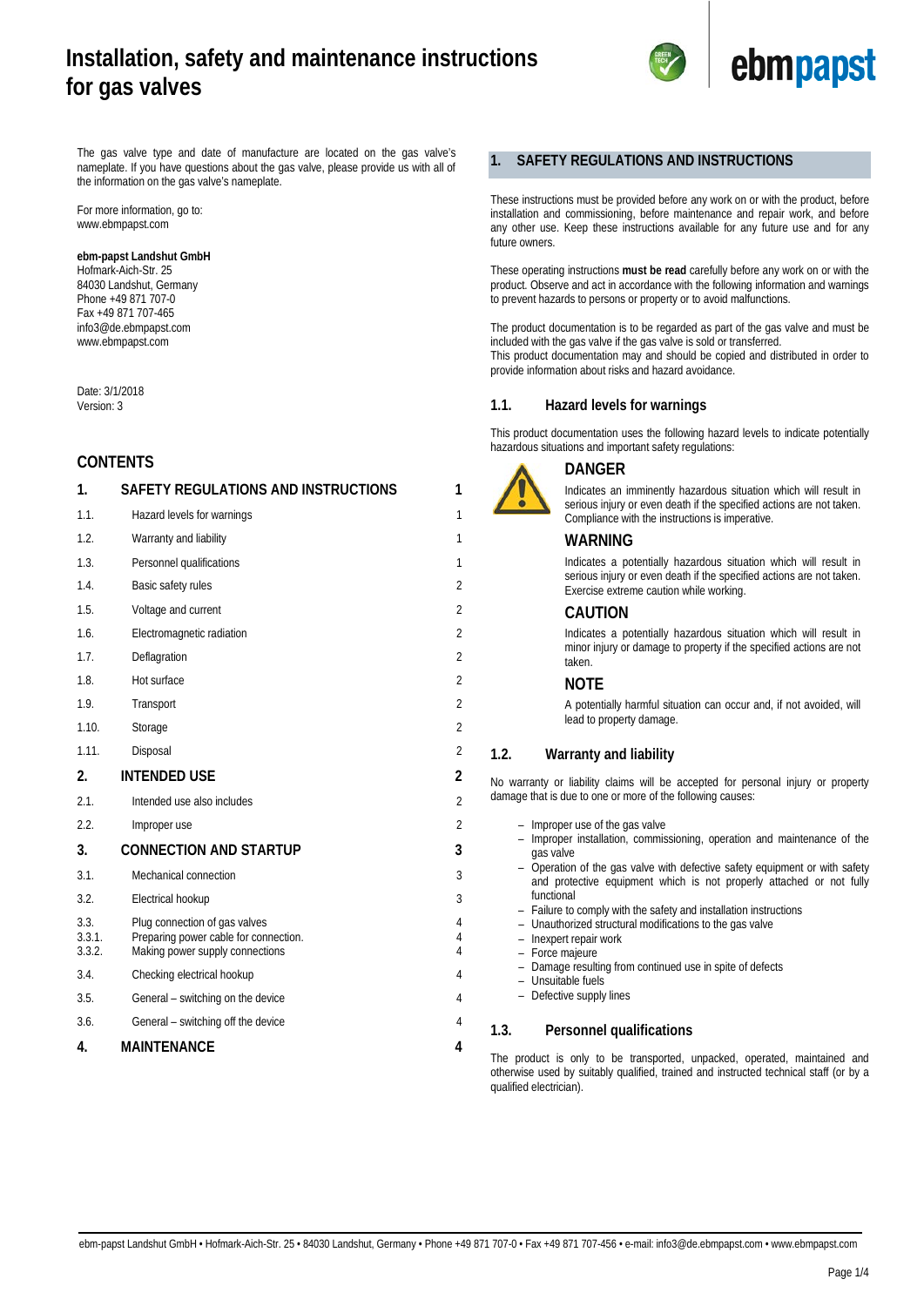# Installation, safety and maintenance instructions for gas valves

The gas valve type and date of manufacture are located on the gas valve's nameplate. If you have questions about the gas valve, please provide us with all of the information on the gas valve's nameplate.

For more information, go to:
www.ebmpapst.com

**ebm-papst Landshut GmbH**
Hofmark-Aich-Str. 25
84030 Landshut, Germany
Phone +49 871 707-0
Fax +49 871 707-465
info3@de.ebmpapst.com
www.ebmpapst.com

Date: 3/1/2018
Version: 3

## CONTENTS

| | | |
|---|---|---|
| **1.** | **SAFETY REGULATIONS AND INSTRUCTIONS** | **1** |
| 1.1. | Hazard levels for warnings | 1 |
| 1.2. | Warranty and liability | 1 |
| 1.3. | Personnel qualifications | 1 |
| 1.4. | Basic safety rules | 2 |
| 1.5. | Voltage and current | 2 |
| 1.6. | Electromagnetic radiation | 2 |
| 1.7. | Deflagration | 2 |
| 1.8. | Hot surface | 2 |
| 1.9. | Transport | 2 |
| 1.10. | Storage | 2 |
| 1.11. | Disposal | 2 |
| **2.** | **INTENDED USE** | **2** |
| 2.1. | Intended use also includes | 2 |
| 2.2. | Improper use | 2 |
| **3.** | **CONNECTION AND STARTUP** | **3** |
| 3.1. | Mechanical connection | 3 |
| 3.2. | Electrical hookup | 3 |
| 3.3. | Plug connection of gas valves | 4 |
| 3.3.1. | Preparing power cable for connection. | 4 |
| 3.3.2. | Making power supply connections | 4 |
| 3.4. | Checking electrical hookup | 4 |
| 3.5. | General – switching on the device | 4 |
| 3.6. | General – switching off the device | 4 |
| **4.** | **MAINTENANCE** | **4** |

## 1. SAFETY REGULATIONS AND INSTRUCTIONS

These instructions must be provided before any work on or with the product, before installation and commissioning, before maintenance and repair work, and before any other use. Keep these instructions available for any future use and for any future owners.

These operating instructions **must be read** carefully before any work on or with the product. Observe and act in accordance with the following information and warnings to prevent hazards to persons or property or to avoid malfunctions.

The product documentation is to be regarded as part of the gas valve and must be included with the gas valve if the gas valve is sold or transferred.
This product documentation may and should be copied and distributed in order to provide information about risks and hazard avoidance.

### 1.1. Hazard levels for warnings

This product documentation uses the following hazard levels to indicate potentially hazardous situations and important safety regulations:

**DANGER**

Indicates an imminently hazardous situation which will result in serious injury or even death if the specified actions are not taken. Compliance with the instructions is imperative.

**WARNING**

Indicates a potentially hazardous situation which will result in serious injury or even death if the specified actions are not taken. Exercise extreme caution while working.

**CAUTION**

Indicates a potentially hazardous situation which will result in minor injury or damage to property if the specified actions are not taken.

**NOTE**

A potentially harmful situation can occur and, if not avoided, will lead to property damage.

### 1.2. Warranty and liability

No warranty or liability claims will be accepted for personal injury or property damage that is due to one or more of the following causes:

- Improper use of the gas valve
- Improper installation, commissioning, operation and maintenance of the gas valve
- Operation of the gas valve with defective safety equipment or with safety and protective equipment which is not properly attached or not fully functional
- Failure to comply with the safety and installation instructions
- Unauthorized structural modifications to the gas valve
- Inexpert repair work
- Force majeure
- Damage resulting from continued use in spite of defects
- Unsuitable fuels
- Defective supply lines

### 1.3. Personnel qualifications

The product is only to be transported, unpacked, operated, maintained and otherwise used by suitably qualified, trained and instructed technical staff (or by a qualified electrician).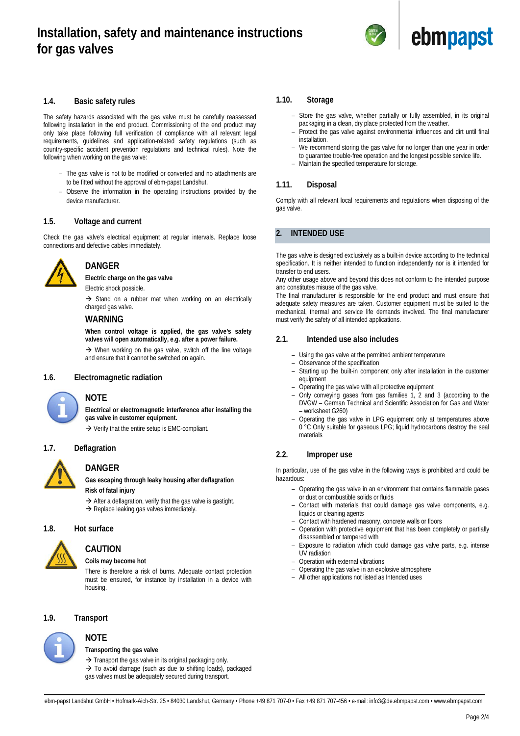### 1.4. Basic safety rules

The safety hazards associated with the gas valve must be carefully reassessed following installation in the end product. Commissioning of the end product may only take place following full verification of compliance with all relevant legal requirements, guidelines and application-related safety regulations (such as country-specific accident prevention regulations and technical rules). Note the following when working on the gas valve:

- The gas valve is not to be modified or converted and no attachments are to be fitted without the approval of ebm-papst Landshut.
- Observe the information in the operating instructions provided by the device manufacturer.

### 1.5. Voltage and current

Check the gas valve's electrical equipment at regular intervals. Replace loose connections and defective cables immediately.

**DANGER**

**Electric charge on the gas valve**

Electric shock possible.

→ Stand on a rubber mat when working on an electrically charged gas valve.

**WARNING**

**When control voltage is applied, the gas valve's safety valves will open automatically, e.g. after a power failure.**

→ When working on the gas valve, switch off the line voltage and ensure that it cannot be switched on again.

### 1.6. Electromagnetic radiation

**NOTE**

**Electrical or electromagnetic interference after installing the gas valve in customer equipment.**

→ Verify that the entire setup is EMC-compliant.

### 1.7. Deflagration

**DANGER**

**Gas escaping through leaky housing after deflagration**

**Risk of fatal injury**

→ After a deflagration, verify that the gas valve is gastight.
→ Replace leaking gas valves immediately.

### 1.8. Hot surface

**CAUTION**

**Coils may become hot**

There is therefore a risk of burns. Adequate contact protection must be ensured, for instance by installation in a device with housing.

### 1.9. Transport

**NOTE**

**Transporting the gas valve**

→ Transport the gas valve in its original packaging only.
→ To avoid damage (such as due to shifting loads), packaged gas valves must be adequately secured during transport.

### 1.10. Storage

- Store the gas valve, whether partially or fully assembled, in its original packaging in a clean, dry place protected from the weather.
- Protect the gas valve against environmental influences and dirt until final installation.
- We recommend storing the gas valve for no longer than one year in order to guarantee trouble-free operation and the longest possible service life.
- Maintain the specified temperature for storage.

### 1.11. Disposal

Comply with all relevant local requirements and regulations when disposing of the gas valve.

## 2. INTENDED USE

The gas valve is designed exclusively as a built-in device according to the technical specification. It is neither intended to function independently nor is it intended for transfer to end users.
Any other usage above and beyond this does not conform to the intended purpose and constitutes misuse of the gas valve.
The final manufacturer is responsible for the end product and must ensure that adequate safety measures are taken. Customer equipment must be suited to the mechanical, thermal and service life demands involved. The final manufacturer must verify the safety of all intended applications.

### 2.1. Intended use also includes

- Using the gas valve at the permitted ambient temperature
- Observance of the specification
- Starting up the built-in component only after installation in the customer equipment
- Operating the gas valve with all protective equipment
- Only conveying gases from gas families 1, 2 and 3 (according to the DVGW – German Technical and Scientific Association for Gas and Water – worksheet G260)
- Operating the gas valve in LPG equipment only at temperatures above 0 °C Only suitable for gaseous LPG; liquid hydrocarbons destroy the seal materials

### 2.2. Improper use

In particular, use of the gas valve in the following ways is prohibited and could be hazardous:

- Operating the gas valve in an environment that contains flammable gases or dust or combustible solids or fluids
- Contact with materials that could damage gas valve components, e.g. liquids or cleaning agents
- Contact with hardened masonry, concrete walls or floors
- Operation with protective equipment that has been completely or partially disassembled or tampered with
- Exposure to radiation which could damage gas valve parts, e.g. intense UV radiation
- Operation with external vibrations
- Operating the gas valve in an explosive atmosphere
- All other applications not listed as Intended uses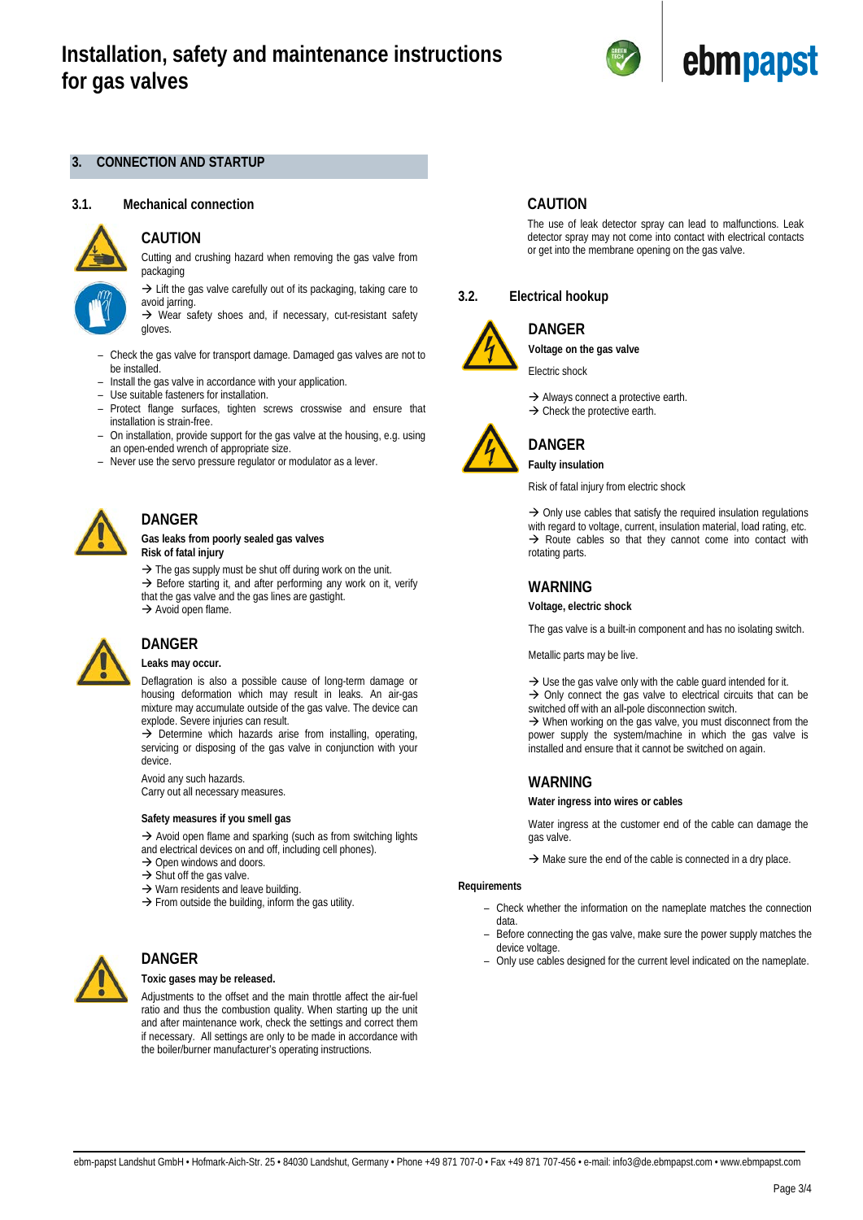## 3. CONNECTION AND STARTUP

### 3.1. Mechanical connection

#### CAUTION

Cutting and crushing hazard when removing the gas valve from packaging

→ Lift the gas valve carefully out of its packaging, taking care to avoid jarring.
→ Wear safety shoes and, if necessary, cut-resistant safety gloves.

- Check the gas valve for transport damage. Damaged gas valves are not to be installed.
- Install the gas valve in accordance with your application.
- Use suitable fasteners for installation.
- Protect flange surfaces, tighten screws crosswise and ensure that installation is strain-free.
- On installation, provide support for the gas valve at the housing, e.g. using an open-ended wrench of appropriate size.
- Never use the servo pressure regulator or modulator as a lever.

#### DANGER

**Gas leaks from poorly sealed gas valves**
**Risk of fatal injury**

→ The gas supply must be shut off during work on the unit.
→ Before starting it, and after performing any work on it, verify that the gas valve and the gas lines are gastight.
→ Avoid open flame.

#### DANGER

**Leaks may occur.**

Deflagration is also a possible cause of long-term damage or housing deformation which may result in leaks. An air-gas mixture may accumulate outside of the gas valve. The device can explode. Severe injuries can result.
→ Determine which hazards arise from installing, operating, servicing or disposing of the gas valve in conjunction with your device.

Avoid any such hazards.
Carry out all necessary measures.

**Safety measures if you smell gas**

→ Avoid open flame and sparking (such as from switching lights and electrical devices on and off, including cell phones).
→ Open windows and doors.
→ Shut off the gas valve.
→ Warn residents and leave building.
→ From outside the building, inform the gas utility.

#### DANGER

**Toxic gases may be released.**

Adjustments to the offset and the main throttle affect the air-fuel ratio and thus the combustion quality. When starting up the unit and after maintenance work, check the settings and correct them if necessary. All settings are only to be made in accordance with the boiler/burner manufacturer's operating instructions.

#### CAUTION

The use of leak detector spray can lead to malfunctions. Leak detector spray may not come into contact with electrical contacts or get into the membrane opening on the gas valve.

### 3.2. Electrical hookup

#### DANGER

**Voltage on the gas valve**

Electric shock

→ Always connect a protective earth.
→ Check the protective earth.

#### DANGER

**Faulty insulation**

Risk of fatal injury from electric shock

→ Only use cables that satisfy the required insulation regulations with regard to voltage, current, insulation material, load rating, etc.
→ Route cables so that they cannot come into contact with rotating parts.

#### WARNING

**Voltage, electric shock**

The gas valve is a built-in component and has no isolating switch.

Metallic parts may be live.

→ Use the gas valve only with the cable guard intended for it.
→ Only connect the gas valve to electrical circuits that can be switched off with an all-pole disconnection switch.
→ When working on the gas valve, you must disconnect from the power supply the system/machine in which the gas valve is installed and ensure that it cannot be switched on again.

#### WARNING

**Water ingress into wires or cables**

Water ingress at the customer end of the cable can damage the gas valve.

→ Make sure the end of the cable is connected in a dry place.

**Requirements**

- Check whether the information on the nameplate matches the connection data.
- Before connecting the gas valve, make sure the power supply matches the device voltage.
- Only use cables designed for the current level indicated on the nameplate.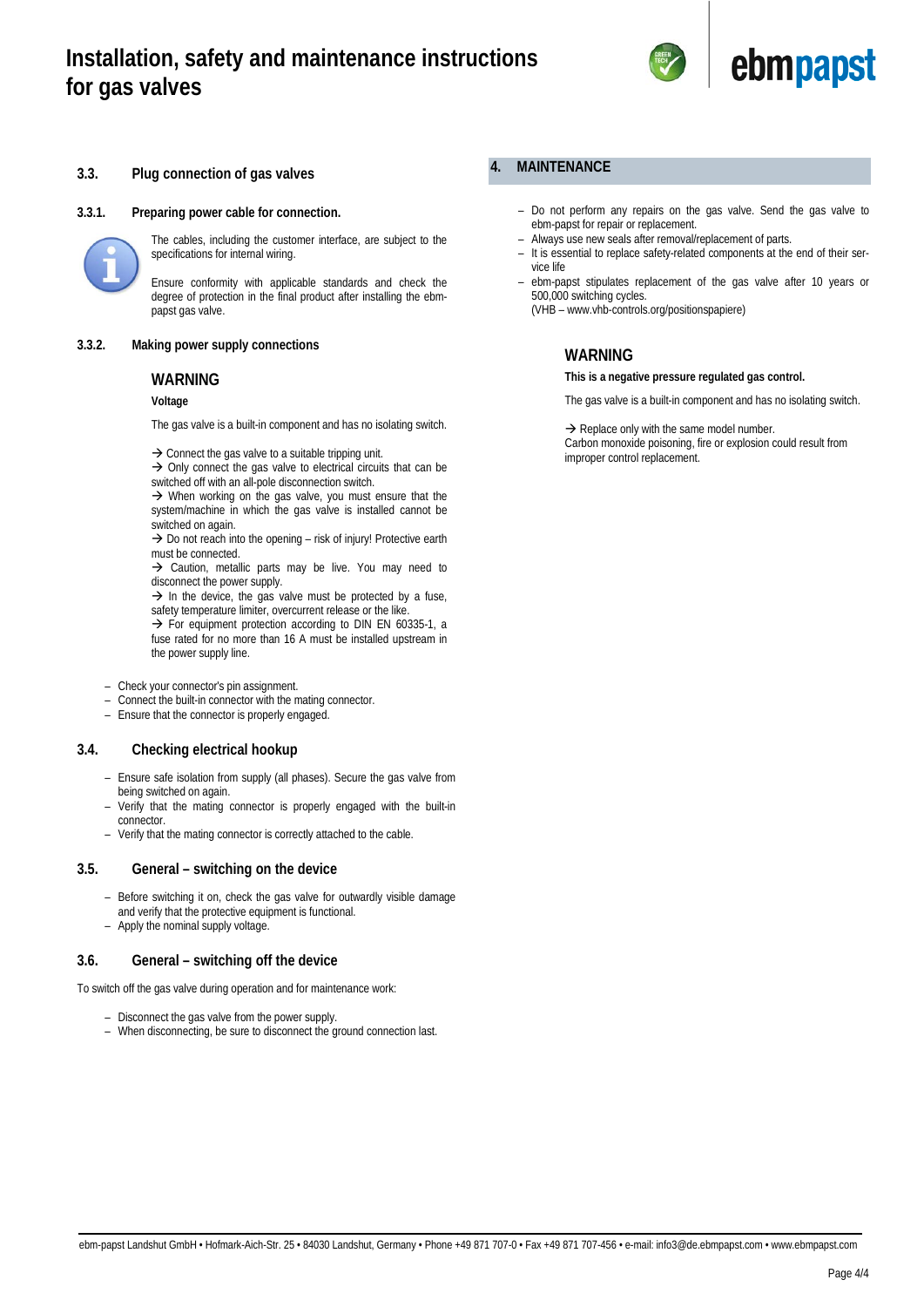## 3.3. Plug connection of gas valves

### 3.3.1. Preparing power cable for connection.

The cables, including the customer interface, are subject to the specifications for internal wiring.

Ensure conformity with applicable standards and check the degree of protection in the final product after installing the ebm-papst gas valve.

### 3.3.2. Making power supply connections

**WARNING**

**Voltage**

The gas valve is a built-in component and has no isolating switch.

→ Connect the gas valve to a suitable tripping unit.
→ Only connect the gas valve to electrical circuits that can be switched off with an all-pole disconnection switch.
→ When working on the gas valve, you must ensure that the system/machine in which the gas valve is installed cannot be switched on again.
→ Do not reach into the opening – risk of injury! Protective earth must be connected.
→ Caution, metallic parts may be live. You may need to disconnect the power supply.
→ In the device, the gas valve must be protected by a fuse, safety temperature limiter, overcurrent release or the like.
→ For equipment protection according to DIN EN 60335-1, a fuse rated for no more than 16 A must be installed upstream in the power supply line.

- Check your connector's pin assignment.
- Connect the built-in connector with the mating connector.
- Ensure that the connector is properly engaged.

## 3.4. Checking electrical hookup

- Ensure safe isolation from supply (all phases). Secure the gas valve from being switched on again.
- Verify that the mating connector is properly engaged with the built-in connector.
- Verify that the mating connector is correctly attached to the cable.

## 3.5. General – switching on the device

- Before switching it on, check the gas valve for outwardly visible damage and verify that the protective equipment is functional.
- Apply the nominal supply voltage.

## 3.6. General – switching off the device

To switch off the gas valve during operation and for maintenance work:

- Disconnect the gas valve from the power supply.
- When disconnecting, be sure to disconnect the ground connection last.

# 4. MAINTENANCE

- Do not perform any repairs on the gas valve. Send the gas valve to ebm-papst for repair or replacement.
- Always use new seals after removal/replacement of parts.
- It is essential to replace safety-related components at the end of their service life
- ebm-papst stipulates replacement of the gas valve after 10 years or 500,000 switching cycles.
  (VHB – www.vhb-controls.org/positionspapiere)

**WARNING**

**This is a negative pressure regulated gas control.**

The gas valve is a built-in component and has no isolating switch.

→ Replace only with the same model number.
Carbon monoxide poisoning, fire or explosion could result from improper control replacement.

ebm-papst Landshut GmbH • Hofmark-Aich-Str. 25 • 84030 Landshut, Germany • Phone +49 871 707-0 • Fax +49 871 707-456 • e-mail: info3@de.ebmpapst.com • www.ebmpapst.com